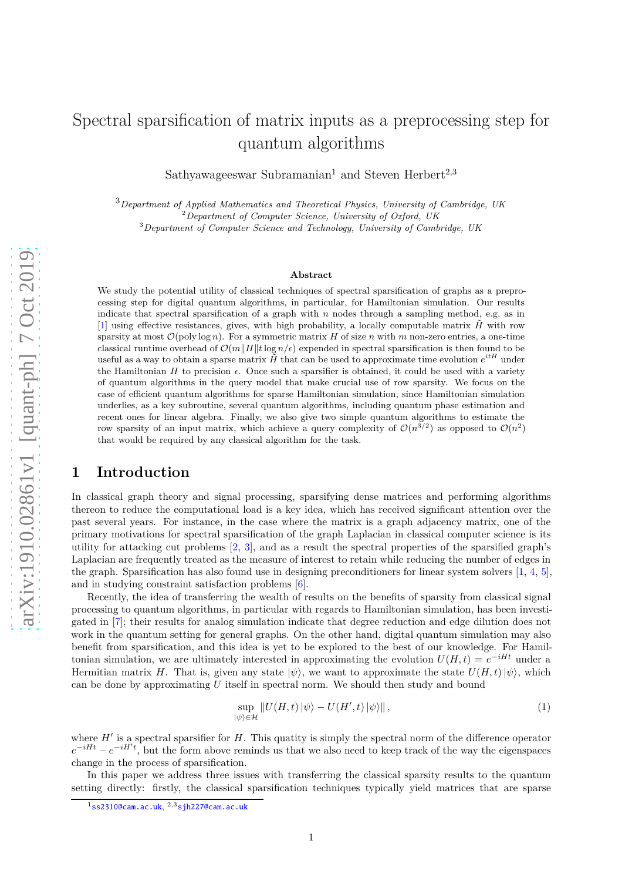# Spectral sparsification of matrix inputs as a preprocessing step for quantum algorithms

Sathyawageeswar Subramanian[1] and Steven Herbert[2,3]

[3] *Department of Applied Mathematics and Theoretical Physics, University of Cambridge, UK*
[2] *Department of Computer Science, University of Oxford, UK*
[3] *Department of Computer Science and Technology, University of Cambridge, UK*

**Abstract**

We study the potential utility of classical techniques of spectral sparsification of graphs as a preprocessing step for digital quantum algorithms, in particular, for Hamiltonian simulation. Our results indicate that spectral sparsification of a graph with $n$ nodes through a sampling method, e.g. as in [1] using effective resistances, gives, with high probability, a locally computable matrix $\tilde{H}$ with row sparsity at most $\mathcal{O}(\text{poly}\log n)$. For a symmetric matrix $H$ of size $n$ with $m$ non-zero entries, a one-time classical runtime overhead of $\mathcal{O}(m\|H\|t\log n/\epsilon)$ expended in spectral sparsification is then found to be useful as a way to obtain a sparse matrix $\tilde{H}$ that can be used to approximate time evolution $e^{itH}$ under the Hamiltonian $H$ to precision $\epsilon$. Once such a sparsifier is obtained, it could be used with a variety of quantum algorithms in the query model that make crucial use of row sparsity. We focus on the case of efficient quantum algorithms for sparse Hamiltonian simulation, since Hamiltonian simulation underlies, as a key subroutine, several quantum algorithms, including quantum phase estimation and recent ones for linear algebra. Finally, we also give two simple quantum algorithms to estimate the row sparsity of an input matrix, which achieve a query complexity of $\mathcal{O}(n^{3/2})$ as opposed to $\mathcal{O}(n^2)$ that would be required by any classical algorithm for the task.

## 1 Introduction

In classical graph theory and signal processing, sparsifying dense matrices and performing algorithms thereon to reduce the computational load is a key idea, which has received significant attention over the past several years. For instance, in the case where the matrix is a graph adjacency matrix, one of the primary motivations for spectral sparsification of the graph Laplacian in classical computer science is its utility for attacking cut problems [2, 3], and as a result the spectral properties of the sparsified graph's Laplacian are frequently treated as the measure of interest to retain while reducing the number of edges in the graph. Sparsification has also found use in designing preconditioners for linear system solvers [1, 4, 5], and in studying constraint satisfaction problems [6].

Recently, the idea of transferring the wealth of results on the benefits of sparsity from classical signal processing to quantum algorithms, in particular with regards to Hamiltonian simulation, has been investigated in [7]; their results for analog simulation indicate that degree reduction and edge dilution does not work in the quantum setting for general graphs. On the other hand, digital quantum simulation may also benefit from sparsification, and this idea is yet to be explored to the best of our knowledge. For Hamiltonian simulation, we are ultimately interested in approximating the evolution $U(H,t) = e^{-iHt}$ under a Hermitian matrix $H$. That is, given any state $|\psi\rangle$, we want to approximate the state $U(H,t)|\psi\rangle$, which can be done by approximating $U$ itself in spectral norm. We should then study and bound

$$\sup_{|\psi\rangle\in\mathcal{H}} \|U(H,t)|\psi\rangle - U(H',t)|\psi\rangle\|, \tag{1}$$

where $H'$ is a spectral sparsifier for $H$. This quatity is simply the spectral norm of the difference operator $e^{-iHt} - e^{-iH't}$, but the form above reminds us that we also need to keep track of the way the eigenspaces change in the process of sparsification.

In this paper we address three issues with transferring the classical sparsity results to the quantum setting directly: firstly, the classical sparsification techniques typically yield matrices that are sparse

[1] ss2310@cam.ac.uk, [2,3] sjh227@cam.ac.uk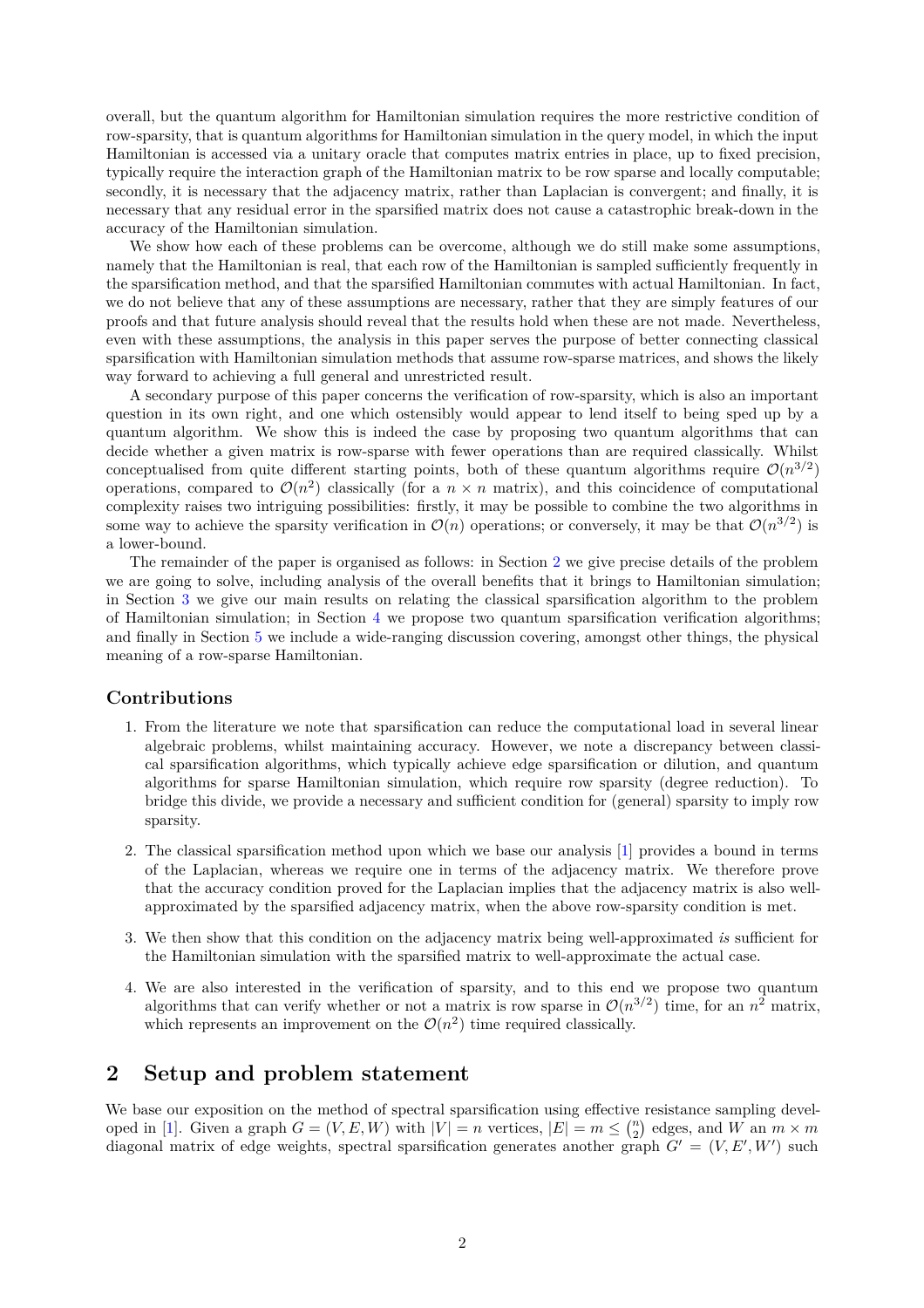overall, but the quantum algorithm for Hamiltonian simulation requires the more restrictive condition of row-sparsity, that is quantum algorithms for Hamiltonian simulation in the query model, in which the input Hamiltonian is accessed via a unitary oracle that computes matrix entries in place, up to fixed precision, typically require the interaction graph of the Hamiltonian matrix to be row sparse and locally computable; secondly, it is necessary that the adjacency matrix, rather than Laplacian is convergent; and finally, it is necessary that any residual error in the sparsified matrix does not cause a catastrophic break-down in the accuracy of the Hamiltonian simulation.

We show how each of these problems can be overcome, although we do still make some assumptions, namely that the Hamiltonian is real, that each row of the Hamiltonian is sampled sufficiently frequently in the sparsification method, and that the sparsified Hamiltonian commutes with actual Hamiltonian. In fact, we do not believe that any of these assumptions are necessary, rather that they are simply features of our proofs and that future analysis should reveal that the results hold when these are not made. Nevertheless, even with these assumptions, the analysis in this paper serves the purpose of better connecting classical sparsification with Hamiltonian simulation methods that assume row-sparse matrices, and shows the likely way forward to achieving a full general and unrestricted result.

A secondary purpose of this paper concerns the verification of row-sparsity, which is also an important question in its own right, and one which ostensibly would appear to lend itself to being sped up by a quantum algorithm. We show this is indeed the case by proposing two quantum algorithms that can decide whether a given matrix is row-sparse with fewer operations than are required classically. Whilst conceptualised from quite different starting points, both of these quantum algorithms require $\mathcal{O}(n^{3/2})$ operations, compared to $\mathcal{O}(n^2)$ classically (for a $n \times n$ matrix), and this coincidence of computational complexity raises two intriguing possibilities: firstly, it may be possible to combine the two algorithms in some way to achieve the sparsity verification in $\mathcal{O}(n)$ operations; or conversely, it may be that $\mathcal{O}(n^{3/2})$ is a lower-bound.

The remainder of the paper is organised as follows: in Section 2 we give precise details of the problem we are going to solve, including analysis of the overall benefits that it brings to Hamiltonian simulation; in Section 3 we give our main results on relating the classical sparsification algorithm to the problem of Hamiltonian simulation; in Section 4 we propose two quantum sparsification verification algorithms; and finally in Section 5 we include a wide-ranging discussion covering, amongst other things, the physical meaning of a row-sparse Hamiltonian.

### Contributions

1. From the literature we note that sparsification can reduce the computational load in several linear algebraic problems, whilst maintaining accuracy. However, we note a discrepancy between classical sparsification algorithms, which typically achieve edge sparsification or dilution, and quantum algorithms for sparse Hamiltonian simulation, which require row sparsity (degree reduction). To bridge this divide, we provide a necessary and sufficient condition for (general) sparsity to imply row sparsity.

2. The classical sparsification method upon which we base our analysis [1] provides a bound in terms of the Laplacian, whereas we require one in terms of the adjacency matrix. We therefore prove that the accuracy condition proved for the Laplacian implies that the adjacency matrix is also well-approximated by the sparsified adjacency matrix, when the above row-sparsity condition is met.

3. We then show that this condition on the adjacency matrix being well-approximated *is* sufficient for the Hamiltonian simulation with the sparsified matrix to well-approximate the actual case.

4. We are also interested in the verification of sparsity, and to this end we propose two quantum algorithms that can verify whether or not a matrix is row sparse in $\mathcal{O}(n^{3/2})$ time, for an $n^2$ matrix, which represents an improvement on the $\mathcal{O}(n^2)$ time required classically.

## 2 Setup and problem statement

We base our exposition on the method of spectral sparsification using effective resistance sampling developed in [1]. Given a graph $G = (V, E, W)$ with $|V| = n$ vertices, $|E| = m \leq \binom{n}{2}$ edges, and $W$ an $m \times m$ diagonal matrix of edge weights, spectral sparsification generates another graph $G' = (V, E', W')$ such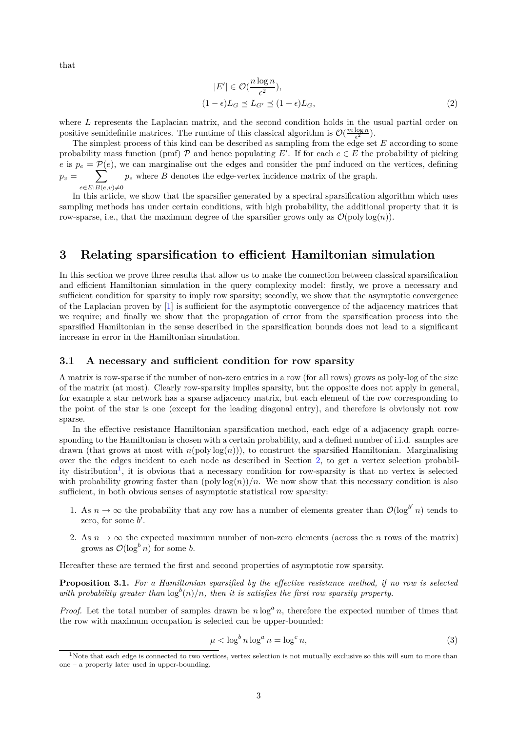that

$$
\begin{aligned}
|E'| &\in \mathcal{O}(\frac{n \log n}{\epsilon^2}), \\
(1-\epsilon)L_G &\preceq L_{G'} \preceq (1+\epsilon)L_G,
\end{aligned} \tag{2}
$$

where $L$ represents the Laplacian matrix, and the second condition holds in the usual partial order on positive semidefinite matrices. The runtime of this classical algorithm is $\mathcal{O}(\frac{m \log n}{\epsilon^2})$.

The simplest process of this kind can be described as sampling from the edge set $E$ according to some probability mass function (pmf) $\mathcal{P}$ and hence populating $E'$. If for each $e \in E$ the probability of picking $e$ is $p_e = \mathcal{P}(e)$, we can marginalise out the edges and consider the pmf induced on the vertices, defining $p_v = \sum_{e \in E: B(e,v) \neq 0} p_e$ where $B$ denotes the edge-vertex incidence matrix of the graph.

In this article, we show that the sparsifier generated by a spectral sparsification algorithm which uses sampling methods has under certain conditions, with high probability, the additional property that it is row-sparse, i.e., that the maximum degree of the sparsifier grows only as $\mathcal{O}(\text{poly}\log(n))$.

## 3 Relating sparsification to efficient Hamiltonian simulation

In this section we prove three results that allow us to make the connection between classical sparsification and efficient Hamiltonian simulation in the query complexity model: firstly, we prove a necessary and sufficient condition for sparsity to imply row sparsity; secondly, we show that the asymptotic convergence of the Laplacian proven by [1] is sufficient for the asymptotic convergence of the adjacency matrices that we require; and finally we show that the propagation of error from the sparsification process into the sparsified Hamiltonian in the sense described in the sparsification bounds does not lead to a significant increase in error in the Hamiltonian simulation.

### 3.1 A necessary and sufficient condition for row sparsity

A matrix is row-sparse if the number of non-zero entries in a row (for all rows) grows as poly-log of the size of the matrix (at most). Clearly row-sparsity implies sparsity, but the opposite does not apply in general, for example a star network has a sparse adjacency matrix, but each element of the row corresponding to the point of the star is one (except for the leading diagonal entry), and therefore is obviously not row sparse.

In the effective resistance Hamiltonian sparsification method, each edge of a adjacency graph corresponding to the Hamiltonian is chosen with a certain probability, and a defined number of i.i.d. samples are drawn (that grows at most with $n(\text{poly}\log(n))$), to construct the sparsified Hamiltonian. Marginalising over the the edges incident to each node as described in Section 2, to get a vertex selection probability distribution[1], it is obvious that a necessary condition for row-sparsity is that no vertex is selected with probability growing faster than $(\text{poly}\log(n))/n$. We now show that this necessary condition is also sufficient, in both obvious senses of asymptotic statistical row sparsity:

1. As $n \to \infty$ the probability that any row has a number of elements greater than $\mathcal{O}(\log^{b'} n)$ tends to zero, for some $b'$.
2. As $n \to \infty$ the expected maximum number of non-zero elements (across the $n$ rows of the matrix) grows as $\mathcal{O}(\log^b n)$ for some $b$.

Hereafter these are termed the first and second properties of asymptotic row sparsity.

**Proposition 3.1.** *For a Hamiltonian sparsified by the effective resistance method, if no row is selected with probability greater than $\log^b(n)/n$, then it is satisfies the first row sparsity property.*

*Proof.* Let the total number of samples drawn be $n \log^a n$, therefore the expected number of times that the row with maximum occupation is selected can be upper-bounded:

$$
\mu < \log^b n \log^a n = \log^c n, \tag{3}
$$

[1] Note that each edge is connected to two vertices, vertex selection is not mutually exclusive so this will sum to more than one – a property later used in upper-bounding.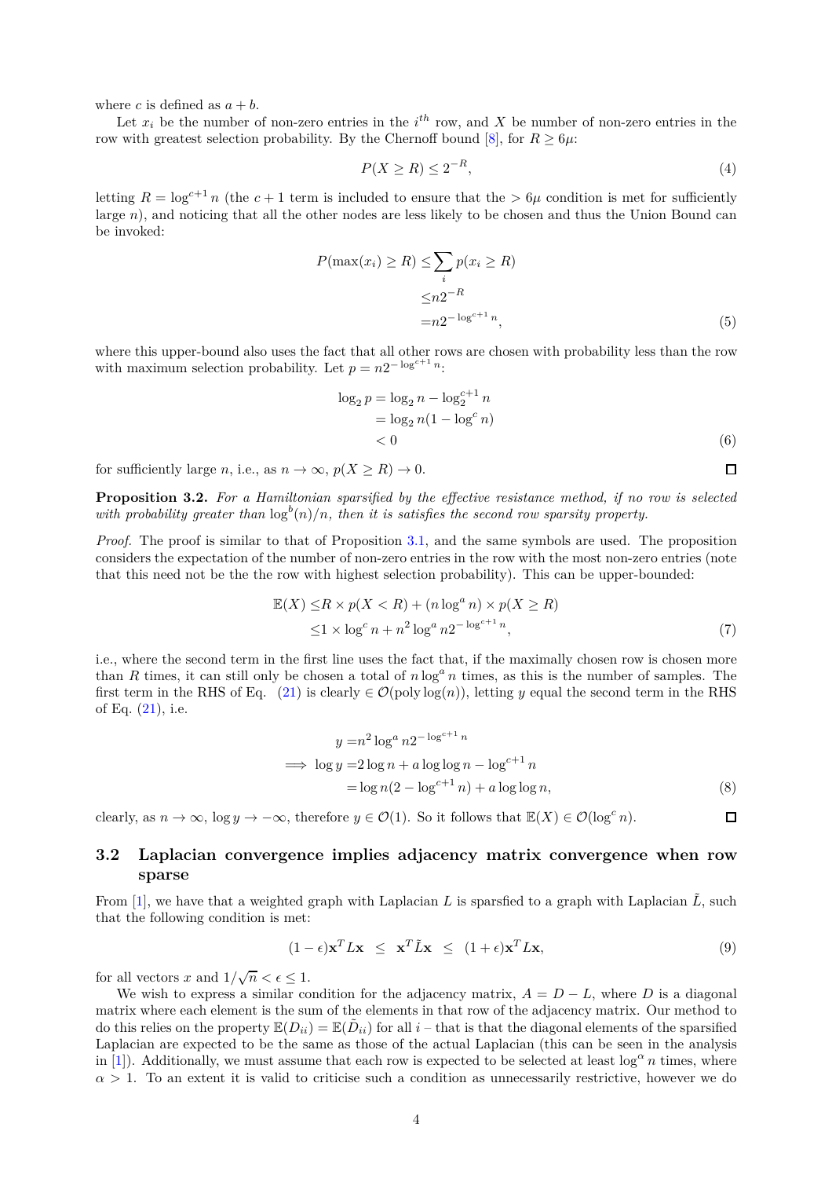where $c$ is defined as $a + b$.

Let $x_i$ be the number of non-zero entries in the $i^{th}$ row, and $X$ be number of non-zero entries in the row with greatest selection probability. By the Chernoff bound [8], for $R \geq 6\mu$:

$$P(X \geq R) \leq 2^{-R}, \tag{4}$$

letting $R = \log^{c+1} n$ (the $c+1$ term is included to ensure that the $> 6\mu$ condition is met for sufficiently large $n$), and noticing that all the other nodes are less likely to be chosen and thus the Union Bound can be invoked:

$$\begin{aligned} P(\max(x_i) \geq R) \leq & \sum_i p(x_i \geq R) \\ \leq & n 2^{-R} \\ = & n 2^{-\log^{c+1} n}, \end{aligned} \tag{5}$$

where this upper-bound also uses the fact that all other rows are chosen with probability less than the row with maximum selection probability. Let $p = n2^{-\log^{c+1} n}$:

$$\begin{aligned} \log_2 p &= \log_2 n - \log_2^{c+1} n \\ &= \log_2 n (1 - \log^c n) \\ &< 0 \end{aligned} \tag{6}$$

for sufficiently large $n$, i.e., as $n \to \infty$, $p(X \geq R) \to 0$. ☐

**Proposition 3.2.** *For a Hamiltonian sparsified by the effective resistance method, if no row is selected with probability greater than $\log^b(n)/n$, then it is satisfies the second row sparsity property.*

*Proof.* The proof is similar to that of Proposition 3.1, and the same symbols are used. The proposition considers the expectation of the number of non-zero entries in the row with the most non-zero entries (note that this need not be the the row with highest selection probability). This can be upper-bounded:

$$\begin{aligned} \mathbb{E}(X) \leq & R \times p(X < R) + (n \log^a n) \times p(X \geq R) \\ \leq & 1 \times \log^c n + n^2 \log^a n 2^{-\log^{c+1} n}, \end{aligned} \tag{7}$$

i.e., where the second term in the first line uses the fact that, if the maximally chosen row is chosen more than $R$ times, it can still only be chosen a total of $n \log^a n$ times, as this is the number of samples. The first term in the RHS of Eq. (21) is clearly $\in \mathcal{O}(\text{poly}\log(n))$, letting $y$ equal the second term in the RHS of Eq. (21), i.e.

$$\begin{aligned} y =& n^2 \log^a n 2^{-\log^{c+1} n} \\ \implies \log y =& 2 \log n + a \log\log n - \log^{c+1} n \\ =& \log n (2 - \log^{c+1} n) + a \log\log n, \end{aligned} \tag{8}$$

clearly, as $n \to \infty$, $\log y \to -\infty$, therefore $y \in \mathcal{O}(1)$. So it follows that $\mathbb{E}(X) \in \mathcal{O}(\log^c n)$. ☐

## 3.2 Laplacian convergence implies adjacency matrix convergence when row sparse

From [1], we have that a weighted graph with Laplacian $L$ is sparsfied to a graph with Laplacian $\tilde{L}$, such that the following condition is met:

$$(1-\epsilon)\mathbf{x}^T L \mathbf{x} \;\; \leq \;\; \mathbf{x}^T \tilde{L} \mathbf{x} \;\; \leq \;\; (1+\epsilon)\mathbf{x}^T L \mathbf{x}, \tag{9}$$

for all vectors $x$ and $1/\sqrt{n} < \epsilon \leq 1$.

We wish to express a similar condition for the adjacency matrix, $A = D - L$, where $D$ is a diagonal matrix where each element is the sum of the elements in that row of the adjacency matrix. Our method to do this relies on the property $\mathbb{E}(D_{ii}) = \mathbb{E}(\tilde{D}_{ii})$ for all $i$ – that is that the diagonal elements of the sparsified Laplacian are expected to be the same as those of the actual Laplacian (this can be seen in the analysis in [1]). Additionally, we must assume that each row is expected to be selected at least $\log^\alpha n$ times, where $\alpha > 1$. To an extent it is valid to criticise such a condition as unnecessarily restrictive, however we do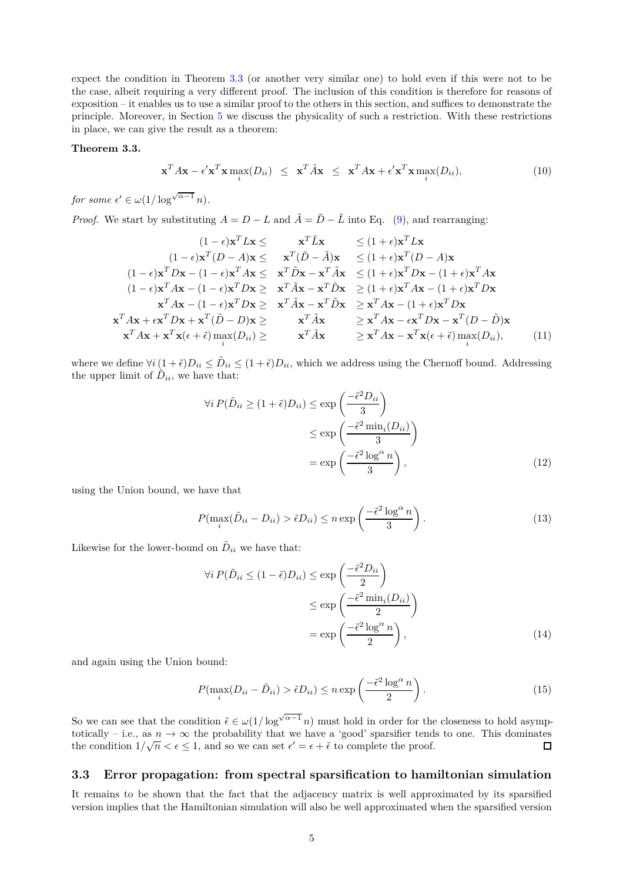expect the condition in Theorem 3.3 (or another very similar one) to hold even if this were not to be the case, albeit requiring a very different proof. The inclusion of this condition is therefore for reasons of exposition – it enables us to use a similar proof to the others in this section, and suffices to demonstrate the principle. Moreover, in Section 5 we discuss the physicality of such a restriction. With these restrictions in place, we can give the result as a theorem:

**Theorem 3.3.**

$$\mathbf{x}^T A\mathbf{x} - \epsilon'\mathbf{x}^T\mathbf{x}\max_i(D_{ii}) \;\leq\; \mathbf{x}^T\tilde{A}\mathbf{x} \;\leq\; \mathbf{x}^T A\mathbf{x} + \epsilon'\mathbf{x}^T\mathbf{x}\max_i(D_{ii}), \tag{10}$$

*for some* $\epsilon' \in \omega(1/\log^{\sqrt{\alpha-1}} n)$.

*Proof.* We start by substituting $A = D - L$ and $\tilde{A} = \tilde{D} - \tilde{L}$ into Eq. (9), and rearranging:

$$\begin{aligned}
(1-\epsilon)\mathbf{x}^T L\mathbf{x} \leq \quad & \mathbf{x}^T\tilde{L}\mathbf{x} && \leq (1+\epsilon)\mathbf{x}^T L\mathbf{x} \\
(1-\epsilon)\mathbf{x}^T(D-A)\mathbf{x} \leq \quad & \mathbf{x}^T(\tilde{D}-\tilde{A})\mathbf{x} && \leq (1+\epsilon)\mathbf{x}^T(D-A)\mathbf{x} \\
(1-\epsilon)\mathbf{x}^T D\mathbf{x} - (1-\epsilon)\mathbf{x}^T A\mathbf{x} \leq \quad & \mathbf{x}^T\tilde{D}\mathbf{x} - \mathbf{x}^T\tilde{A}\mathbf{x} && \leq (1+\epsilon)\mathbf{x}^T D\mathbf{x} - (1+\epsilon)\mathbf{x}^T A\mathbf{x} \\
(1-\epsilon)\mathbf{x}^T A\mathbf{x} - (1-\epsilon)\mathbf{x}^T D\mathbf{x} \geq \quad & \mathbf{x}^T\tilde{A}\mathbf{x} - \mathbf{x}^T\tilde{D}\mathbf{x} && \geq (1+\epsilon)\mathbf{x}^T A\mathbf{x} - (1+\epsilon)\mathbf{x}^T D\mathbf{x} \\
\mathbf{x}^T A\mathbf{x} - (1-\epsilon)\mathbf{x}^T D\mathbf{x} \geq \quad & \mathbf{x}^T\tilde{A}\mathbf{x} - \mathbf{x}^T\tilde{D}\mathbf{x} && \geq \mathbf{x}^T A\mathbf{x} - (1+\epsilon)\mathbf{x}^T D\mathbf{x} \\
\mathbf{x}^T A\mathbf{x} + \epsilon\mathbf{x}^T D\mathbf{x} + \mathbf{x}^T(\tilde{D}-D)\mathbf{x} \geq \quad & \mathbf{x}^T\tilde{A}\mathbf{x} && \geq \mathbf{x}^T A\mathbf{x} - \epsilon\mathbf{x}^T D\mathbf{x} - \mathbf{x}^T(D-\tilde{D})\mathbf{x} \\
\mathbf{x}^T A\mathbf{x} + \mathbf{x}^T\mathbf{x}(\epsilon+\tilde{\epsilon})\max_i(D_{ii}) \geq \quad & \mathbf{x}^T\tilde{A}\mathbf{x} && \geq \mathbf{x}^T A\mathbf{x} - \mathbf{x}^T\mathbf{x}(\epsilon+\tilde{\epsilon})\max_i(D_{ii}),
\end{aligned} \tag{11}$$

where we define $\forall i\,(1+\tilde{\epsilon})D_{ii} \leq \tilde{D}_{ii} \leq (1+\tilde{\epsilon})D_{ii}$, which we address using the Chernoff bound. Addressing the upper limit of $\tilde{D}_{ii}$, we have that:

$$\begin{aligned}
\forall i\, P(\tilde{D}_{ii} \geq (1+\tilde{\epsilon})D_{ii}) &\leq \exp\left(\frac{-\tilde{\epsilon}^2 D_{ii}}{3}\right) \\
&\leq \exp\left(\frac{-\tilde{\epsilon}^2 \min_i(D_{ii})}{3}\right) \\
&= \exp\left(\frac{-\tilde{\epsilon}^2 \log^\alpha n}{3}\right),
\end{aligned} \tag{12}$$

using the Union bound, we have that

$$P(\max_i(\tilde{D}_{ii} - D_{ii}) > \tilde{\epsilon}D_{ii}) \leq n\exp\left(\frac{-\tilde{\epsilon}^2\log^\alpha n}{3}\right). \tag{13}$$

Likewise for the lower-bound on $\tilde{D}_{ii}$ we have that:

$$\begin{aligned}
\forall i\, P(\tilde{D}_{ii} \leq (1-\tilde{\epsilon})D_{ii}) &\leq \exp\left(\frac{-\tilde{\epsilon}^2 D_{ii}}{2}\right) \\
&\leq \exp\left(\frac{-\tilde{\epsilon}^2 \min_i(D_{ii})}{2}\right) \\
&= \exp\left(\frac{-\tilde{\epsilon}^2 \log^\alpha n}{2}\right),
\end{aligned} \tag{14}$$

and again using the Union bound:

$$P(\max_i(D_{ii} - \tilde{D}_{ii}) > \tilde{\epsilon}D_{ii}) \leq n\exp\left(\frac{-\tilde{\epsilon}^2\log^\alpha n}{2}\right). \tag{15}$$

So we can see that the condition $\tilde{\epsilon} \in \omega(1/\log^{\sqrt{\alpha-1}} n)$ must hold in order for the closeness to hold asymptotically – i.e., as $n \to \infty$ the probability that we have a 'good' sparsifier tends to one. This dominates the condition $1/\sqrt{n} < \epsilon \leq 1$, and so we can set $\epsilon' = \epsilon + \tilde{\epsilon}$ to complete the proof. ☐

### 3.3 Error propagation: from spectral sparsification to hamiltonian simulation

It remains to be shown that the fact that the adjacency matrix is well approximated by its sparsified version implies that the Hamiltonian simulation will also be well approximated when the sparsified version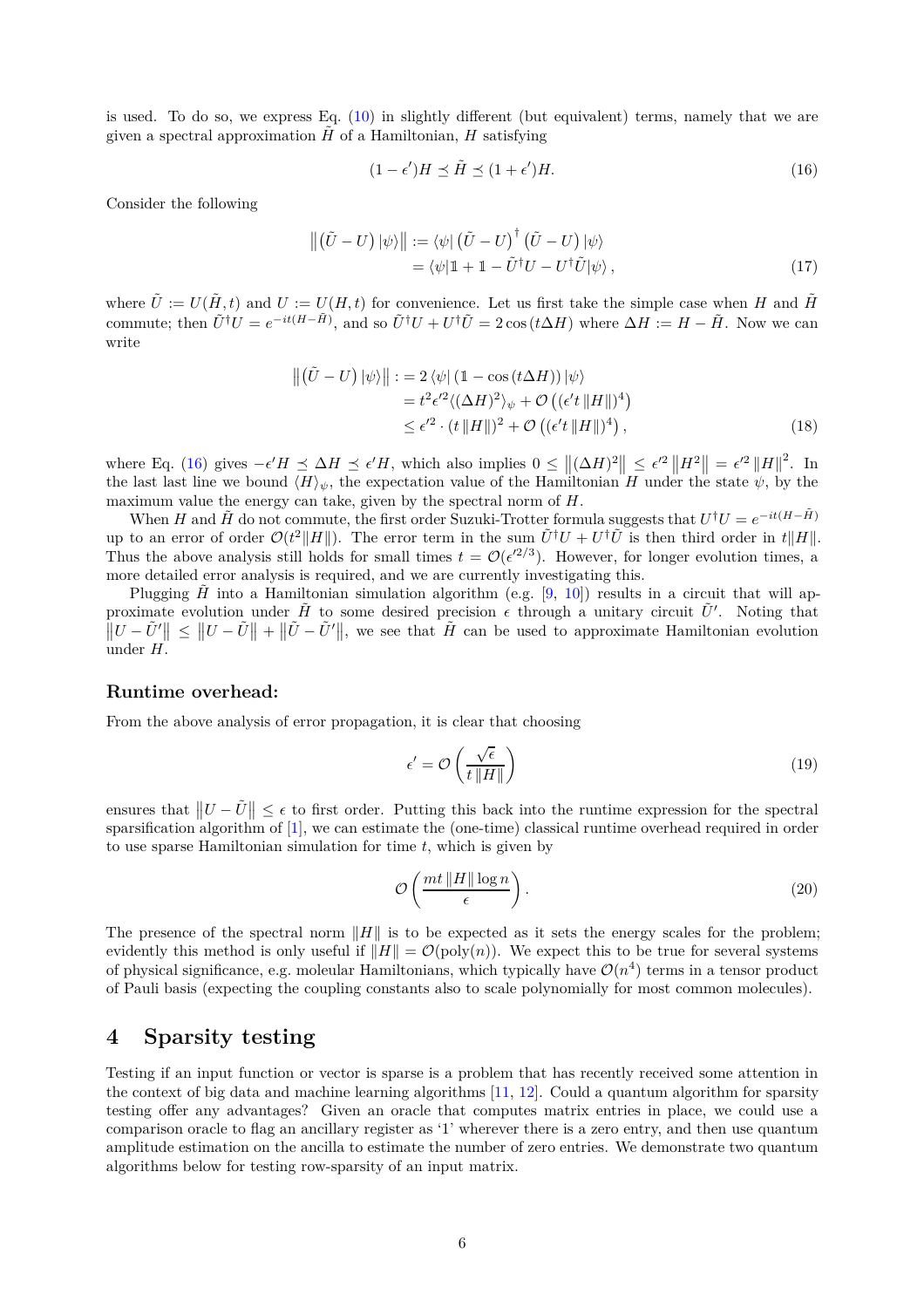is used. To do so, we express Eq. (10) in slightly different (but equivalent) terms, namely that we are given a spectral approximation $\tilde{H}$ of a Hamiltonian, $H$ satisfying

$$(1-\epsilon')H \preceq \tilde{H} \preceq (1+\epsilon')H. \tag{16}$$

Consider the following

$$\begin{aligned}\left\|\left(\tilde{U}-U\right)|\psi\rangle\right\| &:= \langle\psi|\left(\tilde{U}-U\right)^{\dagger}\left(\tilde{U}-U\right)|\psi\rangle \\ &= \langle\psi|\mathbb{1}+\mathbb{1}-\tilde{U}^{\dagger}U-U^{\dagger}\tilde{U}|\psi\rangle,\end{aligned} \tag{17}$$

where $\tilde{U} := U(\tilde{H},t)$ and $U := U(H,t)$ for convenience. Let us first take the simple case when $H$ and $\tilde{H}$ commute; then $\tilde{U}^{\dagger}U = e^{-it(H-\tilde{H})}$, and so $\tilde{U}^{\dagger}U + U^{\dagger}\tilde{U} = 2\cos(t\Delta H)$ where $\Delta H := H - \tilde{H}$. Now we can write

$$\begin{aligned}\left\|\left(\tilde{U}-U\right)|\psi\rangle\right\| :&= 2\langle\psi|\left(\mathbb{1}-\cos(t\Delta H)\right)|\psi\rangle \\ &= t^2\epsilon'^2\langle(\Delta H)^2\rangle_{\psi} + \mathcal{O}\left((\epsilon' t\|H\|)^4\right) \\ &\leq \epsilon'^2\cdot(t\|H\|)^2 + \mathcal{O}\left((\epsilon' t\|H\|)^4\right),\end{aligned} \tag{18}$$

where Eq. (16) gives $-\epsilon' H \preceq \Delta H \preceq \epsilon' H$, which also implies $0 \leq \left\|(\Delta H)^2\right\| \leq \epsilon'^2\left\|H^2\right\| = \epsilon'^2\|H\|^2$. In the last last line we bound $\langle H\rangle_{\psi}$, the expectation value of the Hamiltonian $H$ under the state $\psi$, by the maximum value the energy can take, given by the spectral norm of $H$.

When $H$ and $\tilde{H}$ do not commute, the first order Suzuki-Trotter formula suggests that $U^{\dagger}U = e^{-it(H-\tilde{H})}$ up to an error of order $\mathcal{O}(t^2\|H\|)$. The error term in the sum $\tilde{U}^{\dagger}U + U^{\dagger}\tilde{U}$ is then third order in $t\|H\|$. Thus the above analysis still holds for small times $t = \mathcal{O}(\epsilon'^{2/3})$. However, for longer evolution times, a more detailed error analysis is required, and we are currently investigating this.

Plugging $\tilde{H}$ into a Hamiltonian simulation algorithm (e.g. [9, 10]) results in a circuit that will approximate evolution under $\tilde{H}$ to some desired precision $\epsilon$ through a unitary circuit $\tilde{U}'$. Noting that $\left\|U-\tilde{U}'\right\| \leq \left\|U-\tilde{U}\right\| + \left\|\tilde{U}-\tilde{U}'\right\|$, we see that $\tilde{H}$ can be used to approximate Hamiltonian evolution under $H$.

### Runtime overhead:

From the above analysis of error propagation, it is clear that choosing

$$\epsilon' = \mathcal{O}\left(\frac{\sqrt{\epsilon}}{t\|H\|}\right) \tag{19}$$

ensures that $\left\|U-\tilde{U}\right\| \leq \epsilon$ to first order. Putting this back into the runtime expression for the spectral sparsification algorithm of [1], we can estimate the (one-time) classical runtime overhead required in order to use sparse Hamiltonian simulation for time $t$, which is given by

$$\mathcal{O}\left(\frac{mt\|H\|\log n}{\epsilon}\right). \tag{20}$$

The presence of the spectral norm $\|H\|$ is to be expected as it sets the energy scales for the problem; evidently this method is only useful if $\|H\| = \mathcal{O}(\text{poly}(n))$. We expect this to be true for several systems of physical significance, e.g. moleular Hamiltonians, which typically have $\mathcal{O}(n^4)$ terms in a tensor product of Pauli basis (expecting the coupling constants also to scale polynomially for most common molecules).

## 4 Sparsity testing

Testing if an input function or vector is sparse is a problem that has recently received some attention in the context of big data and machine learning algorithms [11, 12]. Could a quantum algorithm for sparsity testing offer any advantages? Given an oracle that computes matrix entries in place, we could use a comparison oracle to flag an ancillary register as '1' wherever there is a zero entry, and then use quantum amplitude estimation on the ancilla to estimate the number of zero entries. We demonstrate two quantum algorithms below for testing row-sparsity of an input matrix.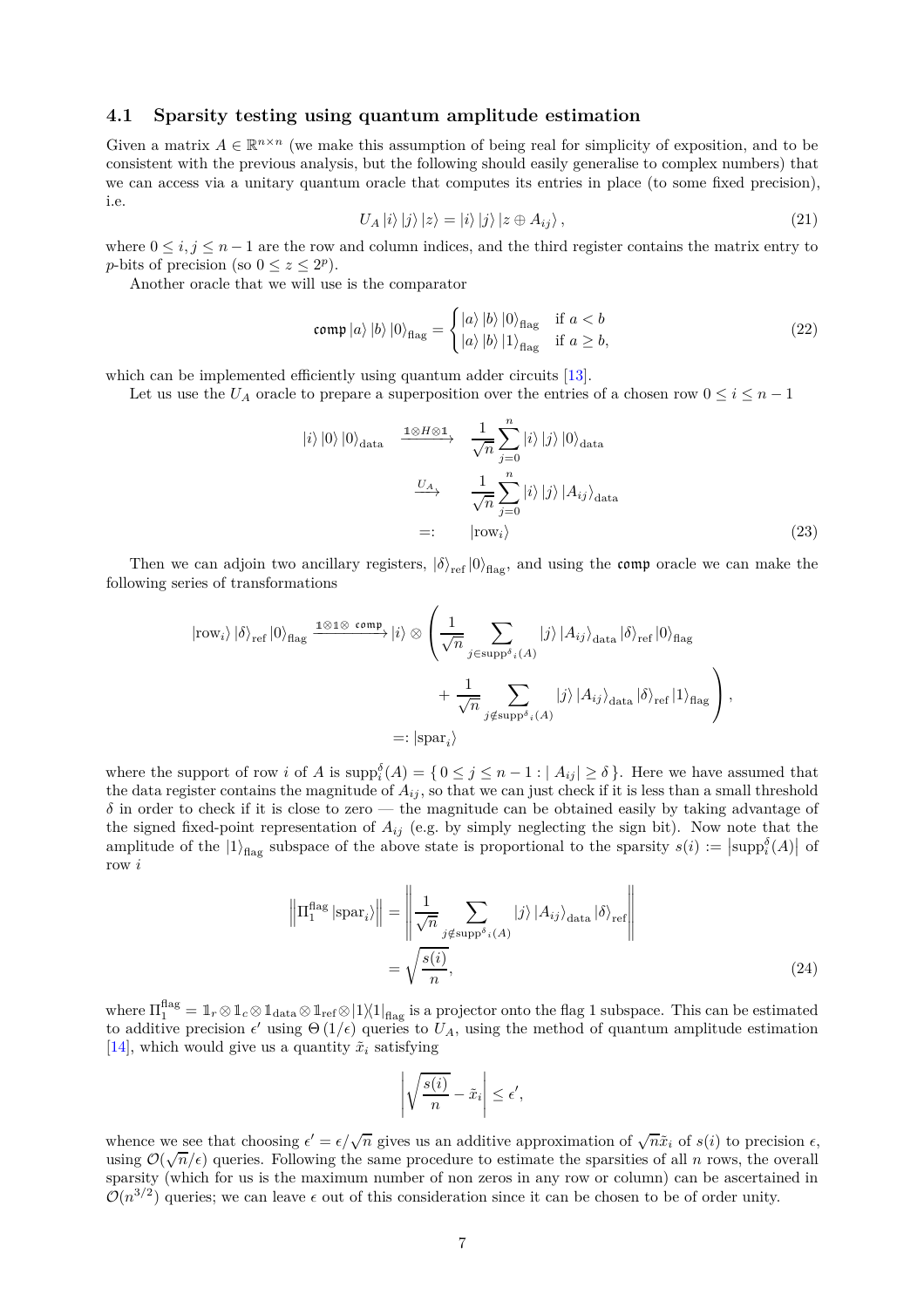### 4.1 Sparsity testing using quantum amplitude estimation

Given a matrix $A \in \mathbb{R}^{n\times n}$ (we make this assumption of being real for simplicity of exposition, and to be consistent with the previous analysis, but the following should easily generalise to complex numbers) that we can access via a unitary quantum oracle that computes its entries in place (to some fixed precision), i.e.

$$U_A |i\rangle |j\rangle |z\rangle = |i\rangle |j\rangle |z \oplus A_{ij}\rangle, \tag{21}$$

where $0 \le i, j \le n-1$ are the row and column indices, and the third register contains the matrix entry to $p$-bits of precision (so $0 \le z \le 2^p$).

Another oracle that we will use is the comparator

$$\mathfrak{comp}\, |a\rangle |b\rangle |0\rangle_{\text{flag}} = \begin{cases} |a\rangle |b\rangle |0\rangle_{\text{flag}} & \text{if } a < b \\ |a\rangle |b\rangle |1\rangle_{\text{flag}} & \text{if } a \ge b, \end{cases} \tag{22}$$

which can be implemented efficiently using quantum adder circuits [13].

Let us use the $U_A$ oracle to prepare a superposition over the entries of a chosen row $0 \le i \le n-1$

$$\begin{aligned} |i\rangle |0\rangle |0\rangle_{\text{data}} &\xrightarrow{\mathbb{1}\otimes H \otimes \mathbb{1}} \frac{1}{\sqrt{n}} \sum_{j=0}^{n} |i\rangle |j\rangle |0\rangle_{\text{data}} \\ &\xrightarrow{U_A} \frac{1}{\sqrt{n}} \sum_{j=0}^{n} |i\rangle |j\rangle |A_{ij}\rangle_{\text{data}} \\ &=: |\text{row}_i\rangle \end{aligned} \tag{23}$$

Then we can adjoin two ancillary registers, $|\delta\rangle_{\text{ref}} |0\rangle_{\text{flag}}$, and using the $\mathfrak{comp}$ oracle we can make the following series of transformations

$$\begin{aligned} |\text{row}_i\rangle |\delta\rangle_{\text{ref}} |0\rangle_{\text{flag}} \xrightarrow{\mathbb{1}\otimes\mathbb{1}\otimes\ \mathfrak{comp}} |i\rangle \otimes \Bigg( &\frac{1}{\sqrt{n}} \sum_{j \in \text{supp}^{\delta}{}_i(A)} |j\rangle |A_{ij}\rangle_{\text{data}} |\delta\rangle_{\text{ref}} |0\rangle_{\text{flag}} \\ &+ \frac{1}{\sqrt{n}} \sum_{j \notin \text{supp}^{\delta}{}_i(A)} |j\rangle |A_{ij}\rangle_{\text{data}} |\delta\rangle_{\text{ref}} |1\rangle_{\text{flag}} \Bigg), \\ =: |\text{spar}_i\rangle \end{aligned}$$

where the support of row $i$ of $A$ is $\text{supp}_i^{\delta}(A) = \{\, 0 \le j \le n-1 : |\, A_{ij}| \ge \delta \,\}$. Here we have assumed that the data register contains the magnitude of $A_{ij}$, so that we can just check if it is less than a small threshold $\delta$ in order to check if it is close to zero — the magnitude can be obtained easily by taking advantage of the signed fixed-point representation of $A_{ij}$ (e.g. by simply neglecting the sign bit). Now note that the amplitude of the $|1\rangle_{\text{flag}}$ subspace of the above state is proportional to the sparsity $s(i) := \left|\text{supp}_i^{\delta}(A)\right|$ of row $i$

$$\begin{aligned} \left\| \Pi_1^{\text{flag}} |\text{spar}_i\rangle \right\| &= \left\| \frac{1}{\sqrt{n}} \sum_{j \notin \text{supp}^{\delta}{}_i(A)} |j\rangle |A_{ij}\rangle_{\text{data}} |\delta\rangle_{\text{ref}} \right\| \\ &= \sqrt{\frac{s(i)}{n}}, \end{aligned} \tag{24}$$

where $\Pi_1^{\text{flag}} = \mathbb{1}_r \otimes \mathbb{1}_c \otimes \mathbb{1}_{\text{data}} \otimes \mathbb{1}_{\text{ref}} \otimes |1\rangle\langle 1|_{\text{flag}}$ is a projector onto the flag 1 subspace. This can be estimated to additive precision $\epsilon'$ using $\Theta\left(1/\epsilon\right)$ queries to $U_A$, using the method of quantum amplitude estimation [14], which would give us a quantity $\tilde{x}_i$ satisfying

$$\left| \sqrt{\frac{s(i)}{n}} - \tilde{x}_i \right| \le \epsilon',$$

whence we see that choosing $\epsilon' = \epsilon/\sqrt{n}$ gives us an additive approximation of $\sqrt{n}\tilde{x}_i$ of $s(i)$ to precision $\epsilon$, using $\mathcal{O}(\sqrt{n}/\epsilon)$ queries. Following the same procedure to estimate the sparsities of all $n$ rows, the overall sparsity (which for us is the maximum number of non zeros in any row or column) can be ascertained in $\mathcal{O}(n^{3/2})$ queries; we can leave $\epsilon$ out of this consideration since it can be chosen to be of order unity.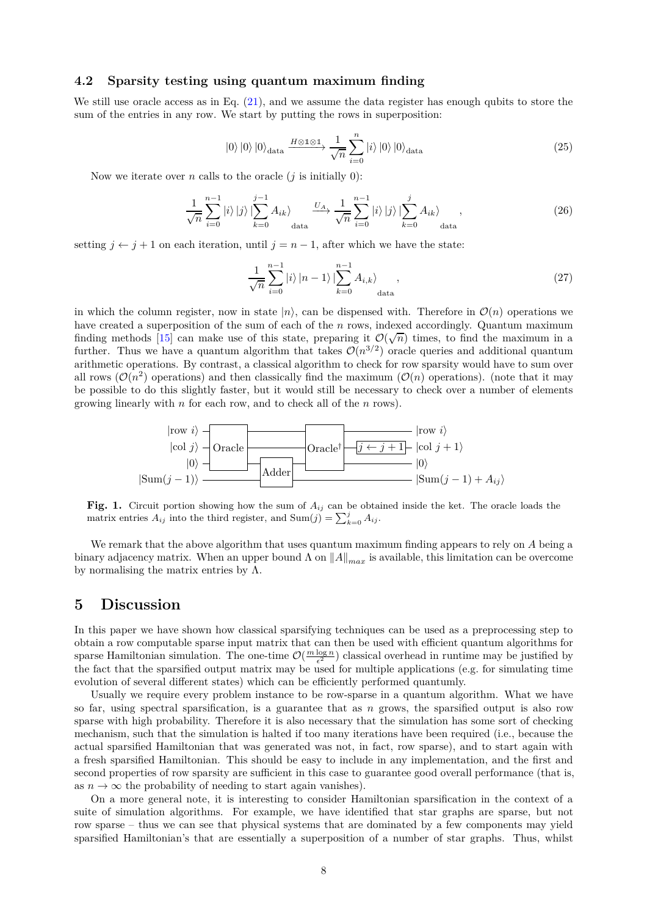### 4.2 Sparsity testing using quantum maximum finding

We still use oracle access as in Eq. (21), and we assume the data register has enough qubits to store the sum of the entries in any row. We start by putting the rows in superposition:

$$|0\rangle\,|0\rangle\,|0\rangle_{\text{data}} \xrightarrow{H\otimes\mathbb{1}\otimes\mathbb{1}} \frac{1}{\sqrt{n}}\sum_{i=0}^{n}|i\rangle\,|0\rangle\,|0\rangle_{\text{data}} \tag{25}$$

Now we iterate over $n$ calls to the oracle ($j$ is initially 0):

$$\frac{1}{\sqrt{n}}\sum_{i=0}^{n-1}|i\rangle\,|j\rangle\,\Big|\sum_{k=0}^{j-1}A_{ik}\Big\rangle_{\text{data}} \xrightarrow{U_A} \frac{1}{\sqrt{n}}\sum_{i=0}^{n-1}|i\rangle\,|j\rangle\,\Big|\sum_{k=0}^{j}A_{ik}\Big\rangle_{\text{data}}, \tag{26}$$

setting $j \leftarrow j+1$ on each iteration, until $j = n-1$, after which we have the state:

$$\frac{1}{\sqrt{n}}\sum_{i=0}^{n-1}|i\rangle\,|n-1\rangle\,\Big|\sum_{k=0}^{n-1}A_{i,k}\Big\rangle_{\text{data}}, \tag{27}$$

in which the column register, now in state $|n\rangle$, can be dispensed with. Therefore in $\mathcal{O}(n)$ operations we have created a superposition of the sum of each of the $n$ rows, indexed accordingly. Quantum maximum finding methods [15] can make use of this state, preparing it $\mathcal{O}(\sqrt{n})$ times, to find the maximum in a further. Thus we have a quantum algorithm that takes $\mathcal{O}(n^{3/2})$ oracle queries and additional quantum arithmetic operations. By contrast, a classical algorithm to check for row sparsity would have to sum over all rows ($\mathcal{O}(n^2)$ operations) and then classically find the maximum ($\mathcal{O}(n)$ operations). (note that it may be possible to do this slightly faster, but it would still be necessary to check over a number of elements growing linearly with $n$ for each row, and to check all of the $n$ rows).

**Fig. 1.** Circuit portion showing how the sum of $A_{ij}$ can be obtained inside the ket. The oracle loads the matrix entries $A_{ij}$ into the third register, and $\text{Sum}(j) = \sum_{k=0}^{j} A_{ij}$.

We remark that the above algorithm that uses quantum maximum finding appears to rely on $A$ being a binary adjacency matrix. When an upper bound $\Lambda$ on $\|A\|_{max}$ is available, this limitation can be overcome by normalising the matrix entries by $\Lambda$.

# 5 Discussion

In this paper we have shown how classical sparsifying techniques can be used as a preprocessing step to obtain a row computable sparse input matrix that can then be used with efficient quantum algorithms for sparse Hamiltonian simulation. The one-time $\mathcal{O}(\frac{m\log n}{\epsilon^2})$ classical overhead in runtime may be justified by the fact that the sparsified output matrix may be used for multiple applications (e.g. for simulating time evolution of several different states) which can be efficiently performed quantumly.

Usually we require every problem instance to be row-sparse in a quantum algorithm. What we have so far, using spectral sparsification, is a guarantee that as $n$ grows, the sparsified output is also row sparse with high probability. Therefore it is also necessary that the simulation has some sort of checking mechanism, such that the simulation is halted if too many iterations have been required (i.e., because the actual sparsified Hamiltonian that was generated was not, in fact, row sparse), and to start again with a fresh sparsified Hamiltonian. This should be easy to include in any implementation, and the first and second properties of row sparsity are sufficient in this case to guarantee good overall performance (that is, as $n \to \infty$ the probability of needing to start again vanishes).

On a more general note, it is interesting to consider Hamiltonian sparsification in the context of a suite of simulation algorithms. For example, we have identified that star graphs are sparse, but not row sparse – thus we can see that physical systems that are dominated by a few components may yield sparsified Hamiltonian's that are essentially a superposition of a number of star graphs. Thus, whilst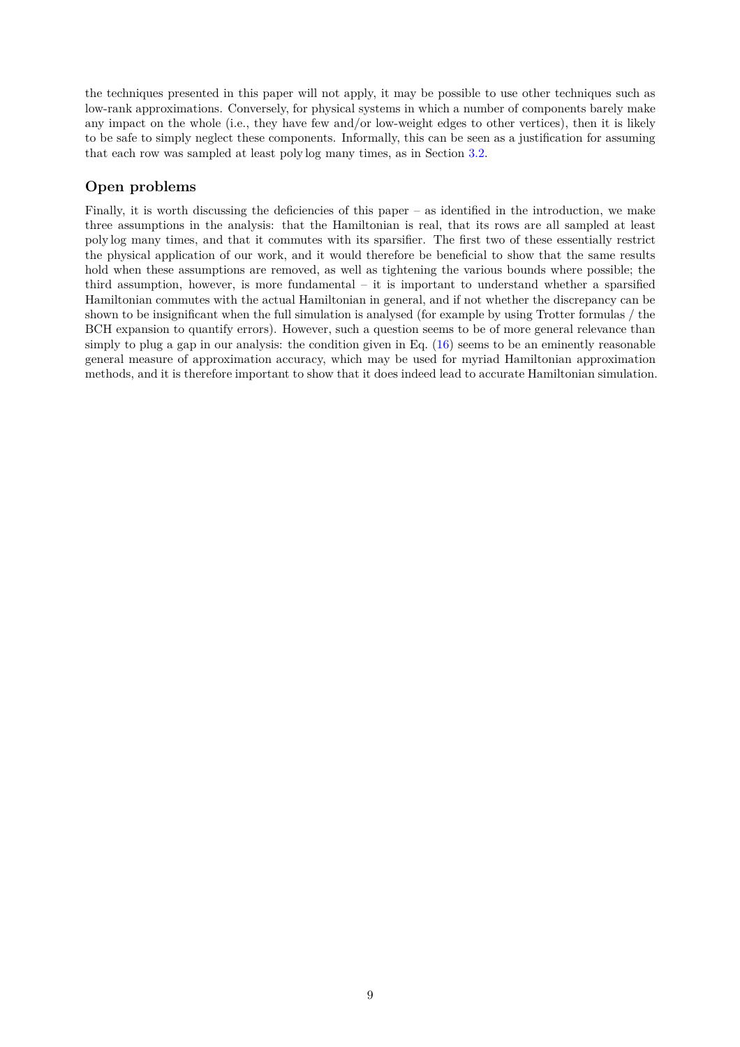the techniques presented in this paper will not apply, it may be possible to use other techniques such as low-rank approximations. Conversely, for physical systems in which a number of components barely make any impact on the whole (i.e., they have few and/or low-weight edges to other vertices), then it is likely to be safe to simply neglect these components. Informally, this can be seen as a justification for assuming that each row was sampled at least poly log many times, as in Section 3.2.

## Open problems

Finally, it is worth discussing the deficiencies of this paper – as identified in the introduction, we make three assumptions in the analysis: that the Hamiltonian is real, that its rows are all sampled at least poly log many times, and that it commutes with its sparsifier. The first two of these essentially restrict the physical application of our work, and it would therefore be beneficial to show that the same results hold when these assumptions are removed, as well as tightening the various bounds where possible; the third assumption, however, is more fundamental – it is important to understand whether a sparsified Hamiltonian commutes with the actual Hamiltonian in general, and if not whether the discrepancy can be shown to be insignificant when the full simulation is analysed (for example by using Trotter formulas / the BCH expansion to quantify errors). However, such a question seems to be of more general relevance than simply to plug a gap in our analysis: the condition given in Eq. (16) seems to be an eminently reasonable general measure of approximation accuracy, which may be used for myriad Hamiltonian approximation methods, and it is therefore important to show that it does indeed lead to accurate Hamiltonian simulation.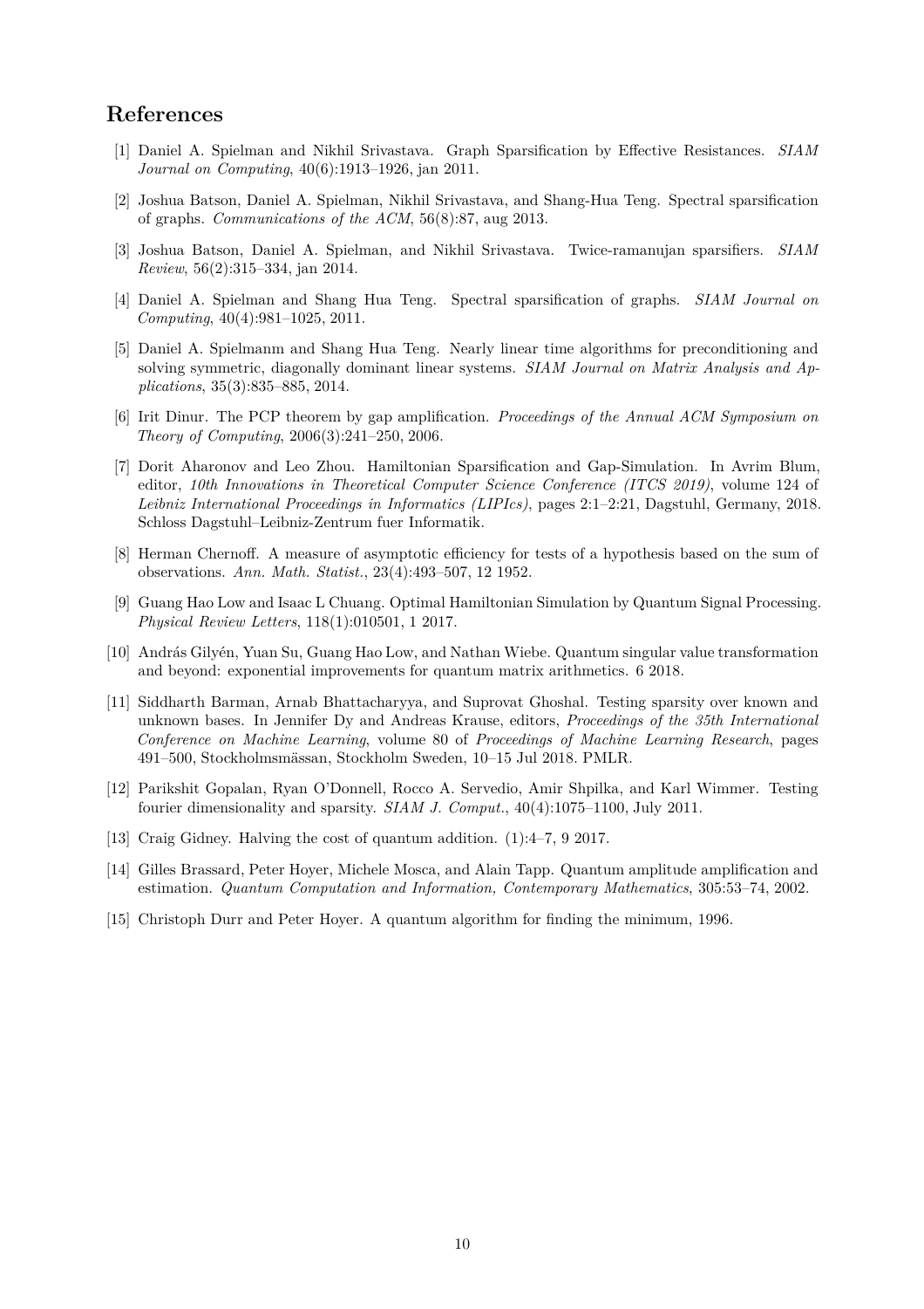## References

[1] Daniel A. Spielman and Nikhil Srivastava. Graph Sparsification by Effective Resistances. *SIAM Journal on Computing*, 40(6):1913–1926, jan 2011.

[2] Joshua Batson, Daniel A. Spielman, Nikhil Srivastava, and Shang-Hua Teng. Spectral sparsification of graphs. *Communications of the ACM*, 56(8):87, aug 2013.

[3] Joshua Batson, Daniel A. Spielman, and Nikhil Srivastava. Twice-ramanujan sparsifiers. *SIAM Review*, 56(2):315–334, jan 2014.

[4] Daniel A. Spielman and Shang Hua Teng. Spectral sparsification of graphs. *SIAM Journal on Computing*, 40(4):981–1025, 2011.

[5] Daniel A. Spielmanm and Shang Hua Teng. Nearly linear time algorithms for preconditioning and solving symmetric, diagonally dominant linear systems. *SIAM Journal on Matrix Analysis and Applications*, 35(3):835–885, 2014.

[6] Irit Dinur. The PCP theorem by gap amplification. *Proceedings of the Annual ACM Symposium on Theory of Computing*, 2006(3):241–250, 2006.

[7] Dorit Aharonov and Leo Zhou. Hamiltonian Sparsification and Gap-Simulation. In Avrim Blum, editor, *10th Innovations in Theoretical Computer Science Conference (ITCS 2019)*, volume 124 of *Leibniz International Proceedings in Informatics (LIPIcs)*, pages 2:1–2:21, Dagstuhl, Germany, 2018. Schloss Dagstuhl–Leibniz-Zentrum fuer Informatik.

[8] Herman Chernoff. A measure of asymptotic efficiency for tests of a hypothesis based on the sum of observations. *Ann. Math. Statist.*, 23(4):493–507, 12 1952.

[9] Guang Hao Low and Isaac L Chuang. Optimal Hamiltonian Simulation by Quantum Signal Processing. *Physical Review Letters*, 118(1):010501, 1 2017.

[10] András Gilyén, Yuan Su, Guang Hao Low, and Nathan Wiebe. Quantum singular value transformation and beyond: exponential improvements for quantum matrix arithmetics. 6 2018.

[11] Siddharth Barman, Arnab Bhattacharyya, and Suprovat Ghoshal. Testing sparsity over known and unknown bases. In Jennifer Dy and Andreas Krause, editors, *Proceedings of the 35th International Conference on Machine Learning*, volume 80 of *Proceedings of Machine Learning Research*, pages 491–500, Stockholmsmässan, Stockholm Sweden, 10–15 Jul 2018. PMLR.

[12] Parikshit Gopalan, Ryan O'Donnell, Rocco A. Servedio, Amir Shpilka, and Karl Wimmer. Testing fourier dimensionality and sparsity. *SIAM J. Comput.*, 40(4):1075–1100, July 2011.

[13] Craig Gidney. Halving the cost of quantum addition. (1):4–7, 9 2017.

[14] Gilles Brassard, Peter Hoyer, Michele Mosca, and Alain Tapp. Quantum amplitude amplification and estimation. *Quantum Computation and Information, Contemporary Mathematics*, 305:53–74, 2002.

[15] Christoph Durr and Peter Hoyer. A quantum algorithm for finding the minimum, 1996.